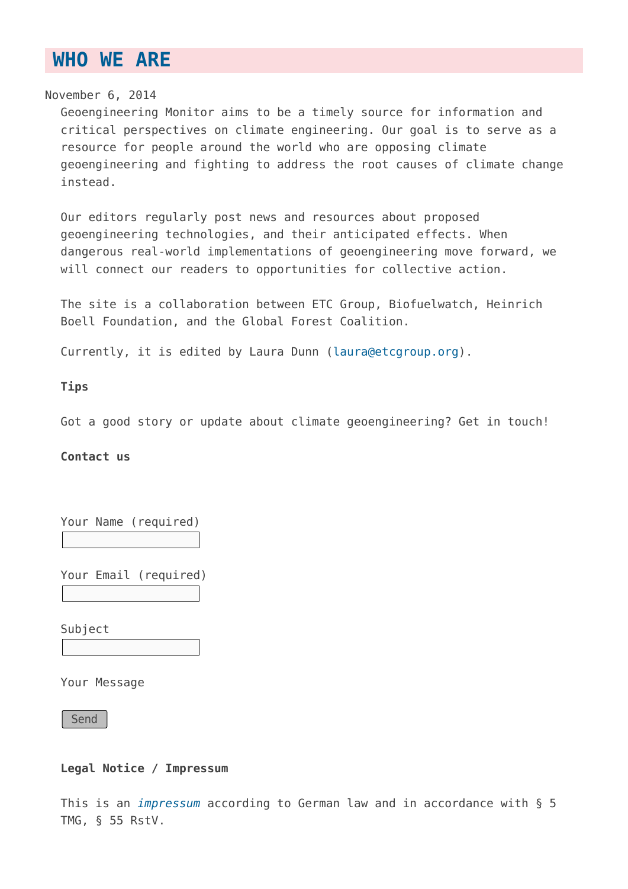# WHO WE ARE

November 6, 2014

Geoengineering Monitor aims to be a timely source for information and critical perspectives on climate engineering. Our goal is to serve as a resource for people around the world who are opposing climate geoengineering and fighting to address the root causes of climate change instead.

Our editors regularly post news and resources about proposed geoengineering technologies, and their anticipated effects. When dangerous real-world implementations of geoengineering move forward, we will connect our readers to opportunities for collective action.

The site is a collaboration between ETC Group, Biofuelwatch, Heinrich Boell Foundation, and the Global Forest Coalition.

Currently, it is edited by Laura Dunn (laura@etcgroup.org).

**Tips**

Got a good story or update about climate geoengineering? Get in touch!

**Contact us**

Your Name (required)

Your Email (required)

Subject

Your Message

Send

**Legal Notice / Impressum**

This is an *impressum* according to German law and in accordance with § 5 TMG, § 55 RstV.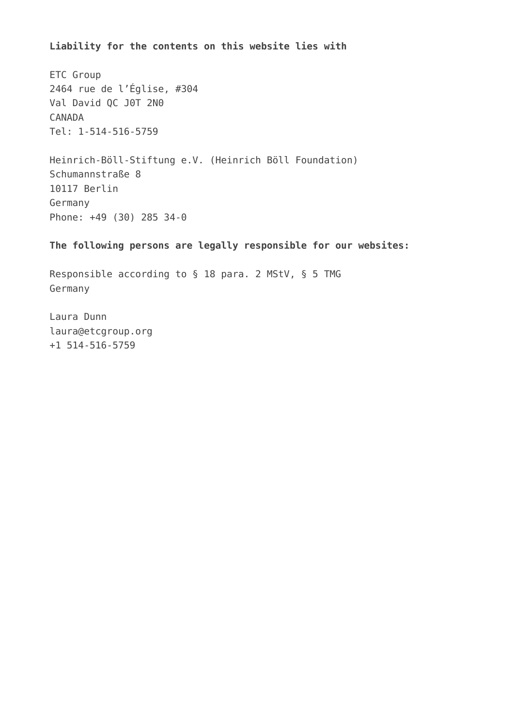**Liability for the contents on this website lies with**

ETC Group
2464 rue de l'Église, #304
Val David QC J0T 2N0
CANADA
Tel: 1-514-516-5759

Heinrich-Böll-Stiftung e.V. (Heinrich Böll Foundation)
Schumannstraße 8
10117 Berlin
Germany
Phone: +49 (30) 285 34-0

**The following persons are legally responsible for our websites:**

Responsible according to § 18 para. 2 MStV, § 5 TMG
Germany

Laura Dunn
laura@etcgroup.org
+1 514-516-5759